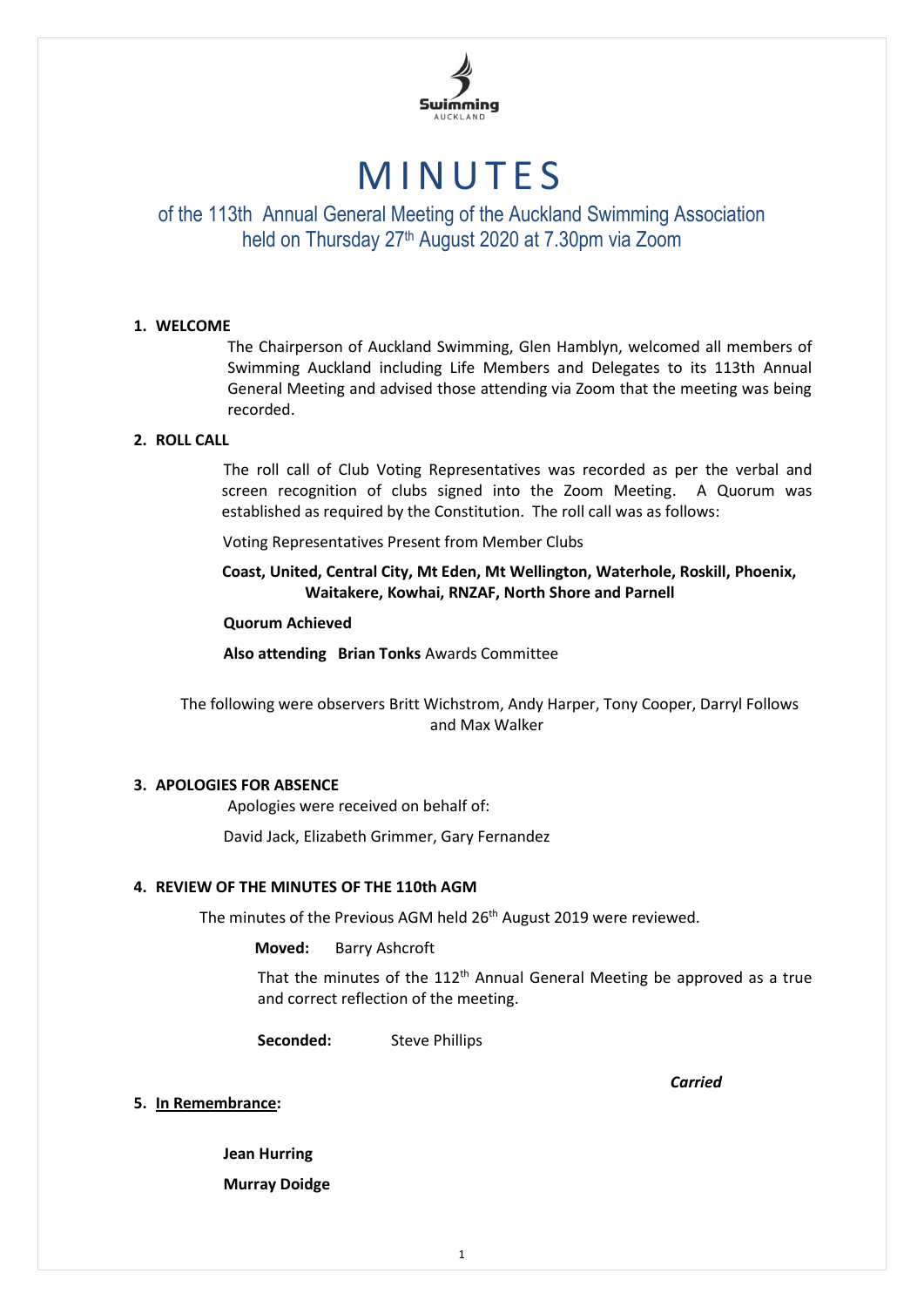# MINUTES

## of the 113th Annual General Meeting of the Auckland Swimming Association held on Thursday 27th August 2020 at 7.30pm via Zoom

### 1. WELCOME

The Chairperson of Auckland Swimming, Glen Hamblyn, welcomed all members of Swimming Auckland including Life Members and Delegates to its 113th Annual General Meeting and advised those attending via Zoom that the meeting was being recorded.

### 2. ROLL CALL

The roll call of Club Voting Representatives was recorded as per the verbal and screen recognition of clubs signed into the Zoom Meeting. A Quorum was established as required by the Constitution. The roll call was as follows:

Voting Representatives Present from Member Clubs

**Coast, United, Central City, Mt Eden, Mt Wellington, Waterhole, Roskill, Phoenix, Waitakere, Kowhai, RNZAF, North Shore and Parnell**

**Quorum Achieved**

**Also attending** **Brian Tonks** Awards Committee

The following were observers Britt Wichstrom, Andy Harper, Tony Cooper, Darryl Follows and Max Walker

### 3. APOLOGIES FOR ABSENCE

Apologies were received on behalf of:

David Jack, Elizabeth Grimmer, Gary Fernandez

### 4. REVIEW OF THE MINUTES OF THE 110th AGM

The minutes of the Previous AGM held 26th August 2019 were reviewed.

**Moved:** Barry Ashcroft

That the minutes of the 112th Annual General Meeting be approved as a true and correct reflection of the meeting.

**Seconded:** Steve Phillips

***Carried***

### 5. In Remembrance:

**Jean Hurring**

**Murray Doidge**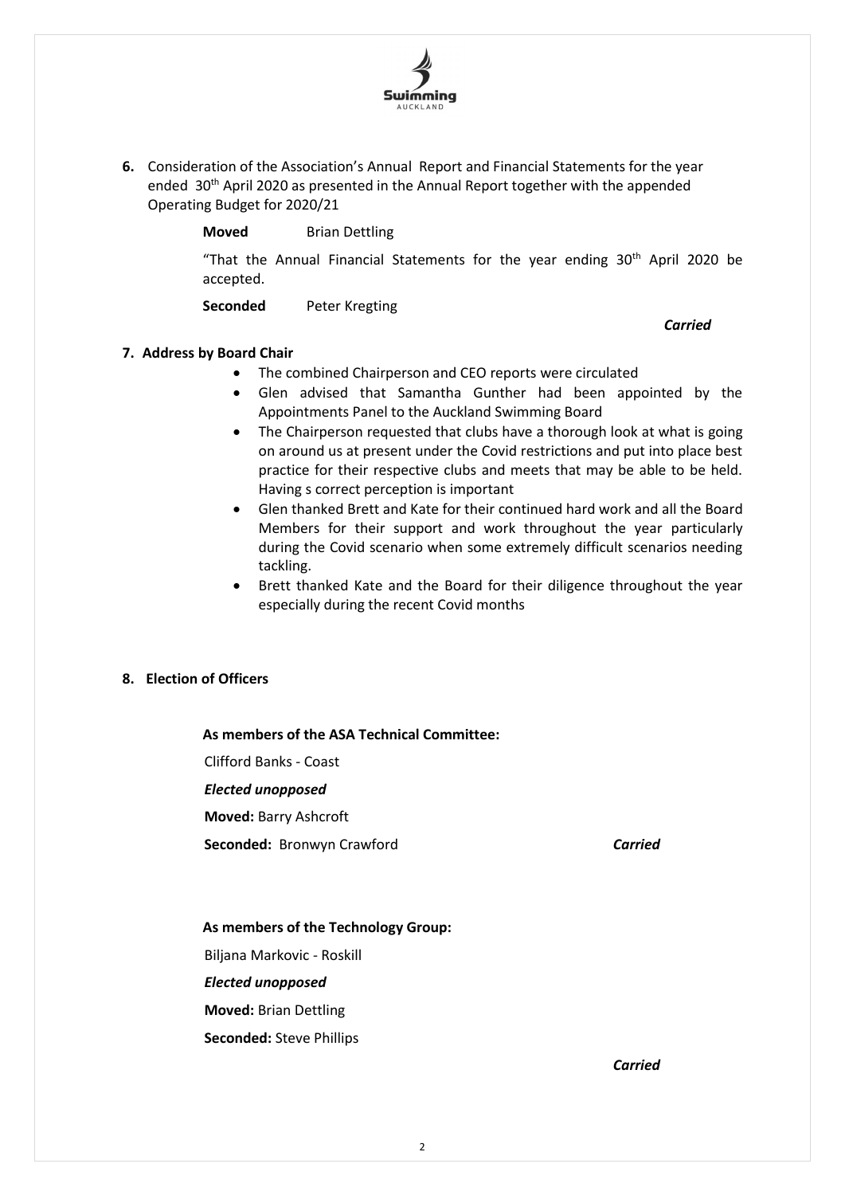**6.** Consideration of the Association's Annual Report and Financial Statements for the year ended 30th April 2020 as presented in the Annual Report together with the appended Operating Budget for 2020/21

**Moved** Brian Dettling

"That the Annual Financial Statements for the year ending 30th April 2020 be accepted.

**Seconded** Peter Kregting

***Carried***

**7. Address by Board Chair**

- The combined Chairperson and CEO reports were circulated
- Glen advised that Samantha Gunther had been appointed by the Appointments Panel to the Auckland Swimming Board
- The Chairperson requested that clubs have a thorough look at what is going on around us at present under the Covid restrictions and put into place best practice for their respective clubs and meets that may be able to be held. Having s correct perception is important
- Glen thanked Brett and Kate for their continued hard work and all the Board Members for their support and work throughout the year particularly during the Covid scenario when some extremely difficult scenarios needing tackling.
- Brett thanked Kate and the Board for their diligence throughout the year especially during the recent Covid months

**8. Election of Officers**

**As members of the ASA Technical Committee:**

Clifford Banks - Coast

***Elected unopposed***

**Moved:** Barry Ashcroft

**Seconded:** Bronwyn Crawford ***Carried***

**As members of the Technology Group:**

Biljana Markovic - Roskill

***Elected unopposed***

**Moved:** Brian Dettling

**Seconded:** Steve Phillips

***Carried***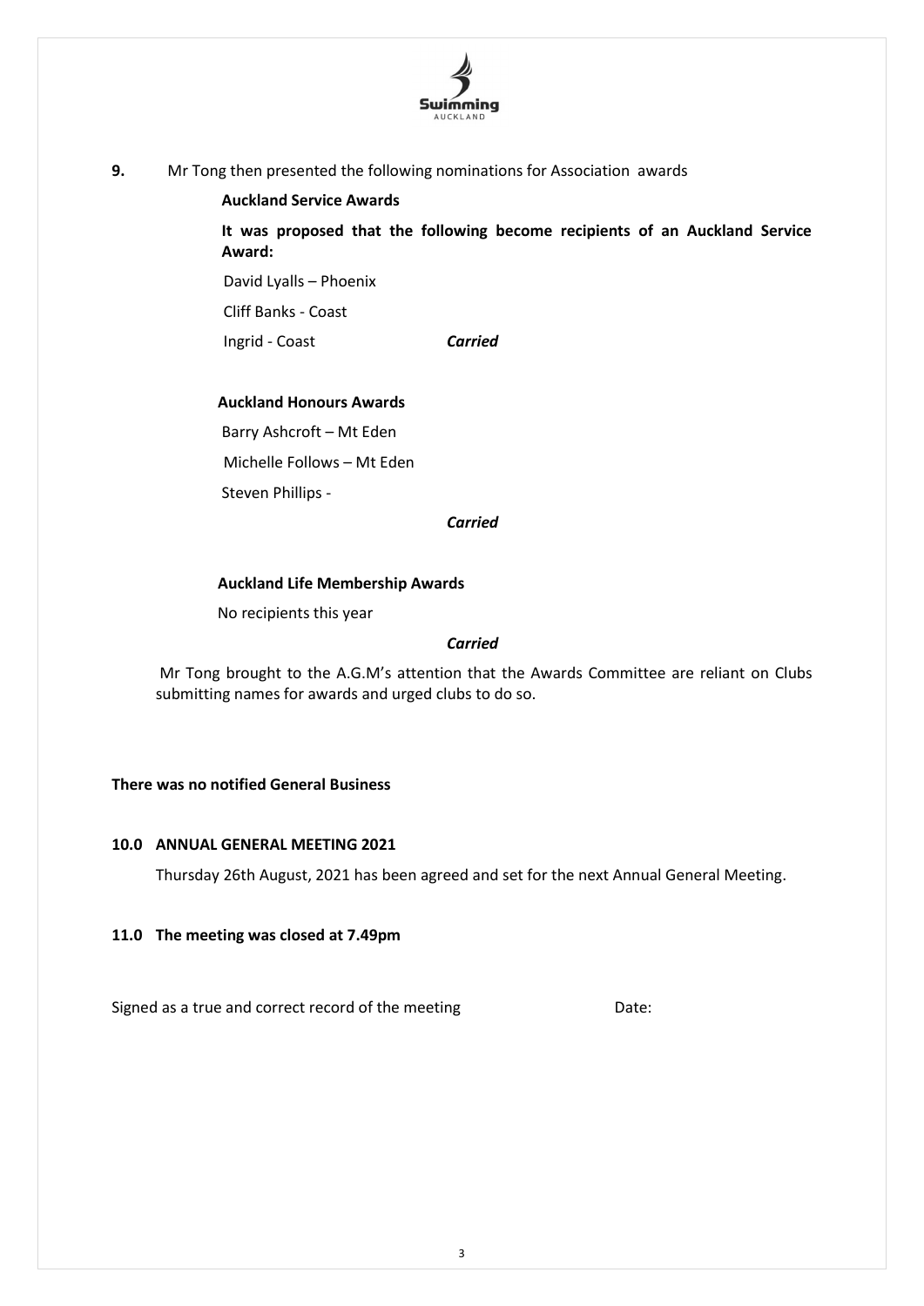**9.** Mr Tong then presented the following nominations for Association awards

**Auckland Service Awards**

**It was proposed that the following become recipients of an Auckland Service Award:**

David Lyalls – Phoenix

Cliff Banks - Coast

Ingrid - Coast ***Carried***

**Auckland Honours Awards**

Barry Ashcroft – Mt Eden

Michelle Follows – Mt Eden

Steven Phillips -

***Carried***

**Auckland Life Membership Awards**

No recipients this year

***Carried***

Mr Tong brought to the A.G.M's attention that the Awards Committee are reliant on Clubs submitting names for awards and urged clubs to do so.

**There was no notified General Business**

**10.0 ANNUAL GENERAL MEETING 2021**

Thursday 26th August, 2021 has been agreed and set for the next Annual General Meeting.

**11.0 The meeting was closed at 7.49pm**

Signed as a true and correct record of the meeting Date: